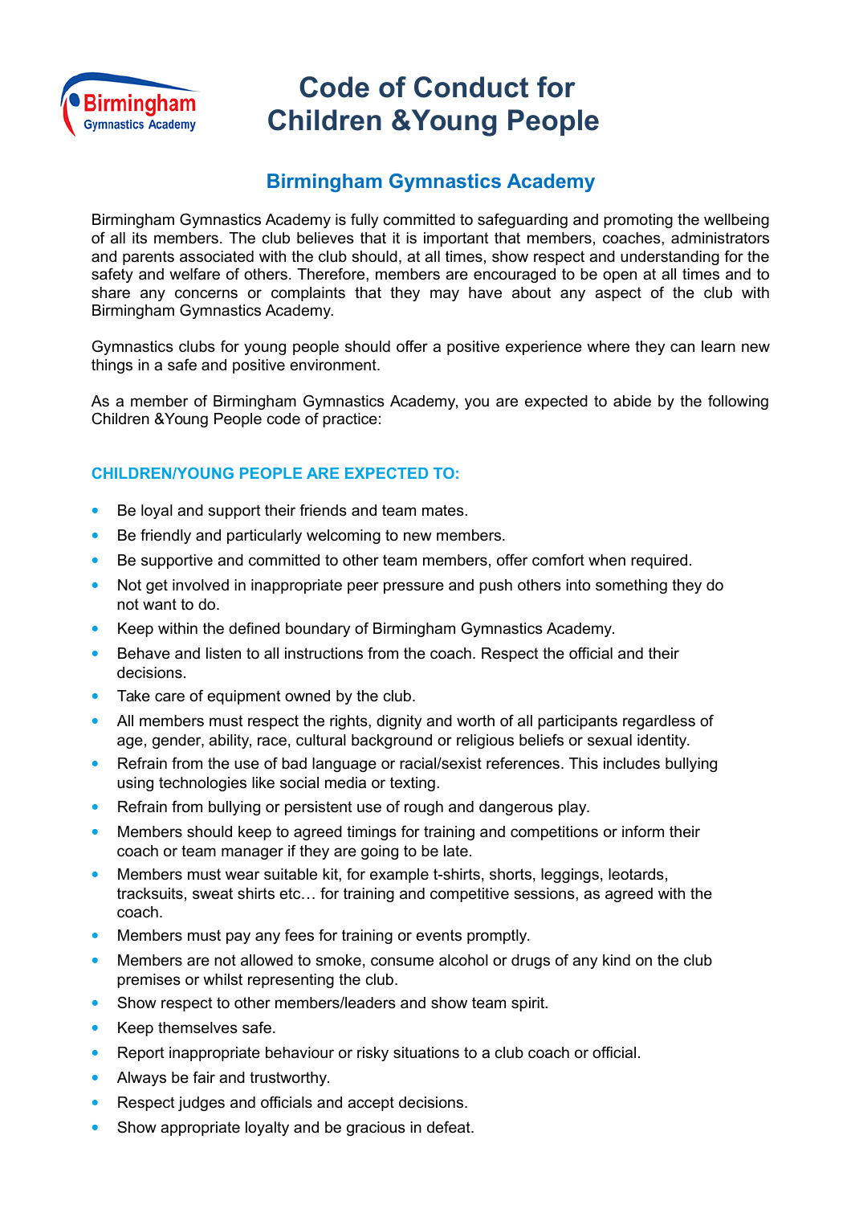# Code of Conduct for Children &Young People

## Birmingham Gymnastics Academy

Birmingham Gymnastics Academy is fully committed to safeguarding and promoting the wellbeing of all its members. The club believes that it is important that members, coaches, administrators and parents associated with the club should, at all times, show respect and understanding for the safety and welfare of others. Therefore, members are encouraged to be open at all times and to share any concerns or complaints that they may have about any aspect of the club with Birmingham Gymnastics Academy.

Gymnastics clubs for young people should offer a positive experience where they can learn new things in a safe and positive environment.

As a member of Birmingham Gymnastics Academy, you are expected to abide by the following Children &Young People code of practice:

### CHILDREN/YOUNG PEOPLE ARE EXPECTED TO:

- Be loyal and support their friends and team mates.
- Be friendly and particularly welcoming to new members.
- Be supportive and committed to other team members, offer comfort when required.
- Not get involved in inappropriate peer pressure and push others into something they do not want to do.
- Keep within the defined boundary of Birmingham Gymnastics Academy.
- Behave and listen to all instructions from the coach. Respect the official and their decisions.
- Take care of equipment owned by the club.
- All members must respect the rights, dignity and worth of all participants regardless of age, gender, ability, race, cultural background or religious beliefs or sexual identity.
- Refrain from the use of bad language or racial/sexist references. This includes bullying using technologies like social media or texting.
- Refrain from bullying or persistent use of rough and dangerous play.
- Members should keep to agreed timings for training and competitions or inform their coach or team manager if they are going to be late.
- Members must wear suitable kit, for example t-shirts, shorts, leggings, leotards, tracksuits, sweat shirts etc… for training and competitive sessions, as agreed with the coach.
- Members must pay any fees for training or events promptly.
- Members are not allowed to smoke, consume alcohol or drugs of any kind on the club premises or whilst representing the club.
- Show respect to other members/leaders and show team spirit.
- Keep themselves safe.
- Report inappropriate behaviour or risky situations to a club coach or official.
- Always be fair and trustworthy.
- Respect judges and officials and accept decisions.
- Show appropriate loyalty and be gracious in defeat.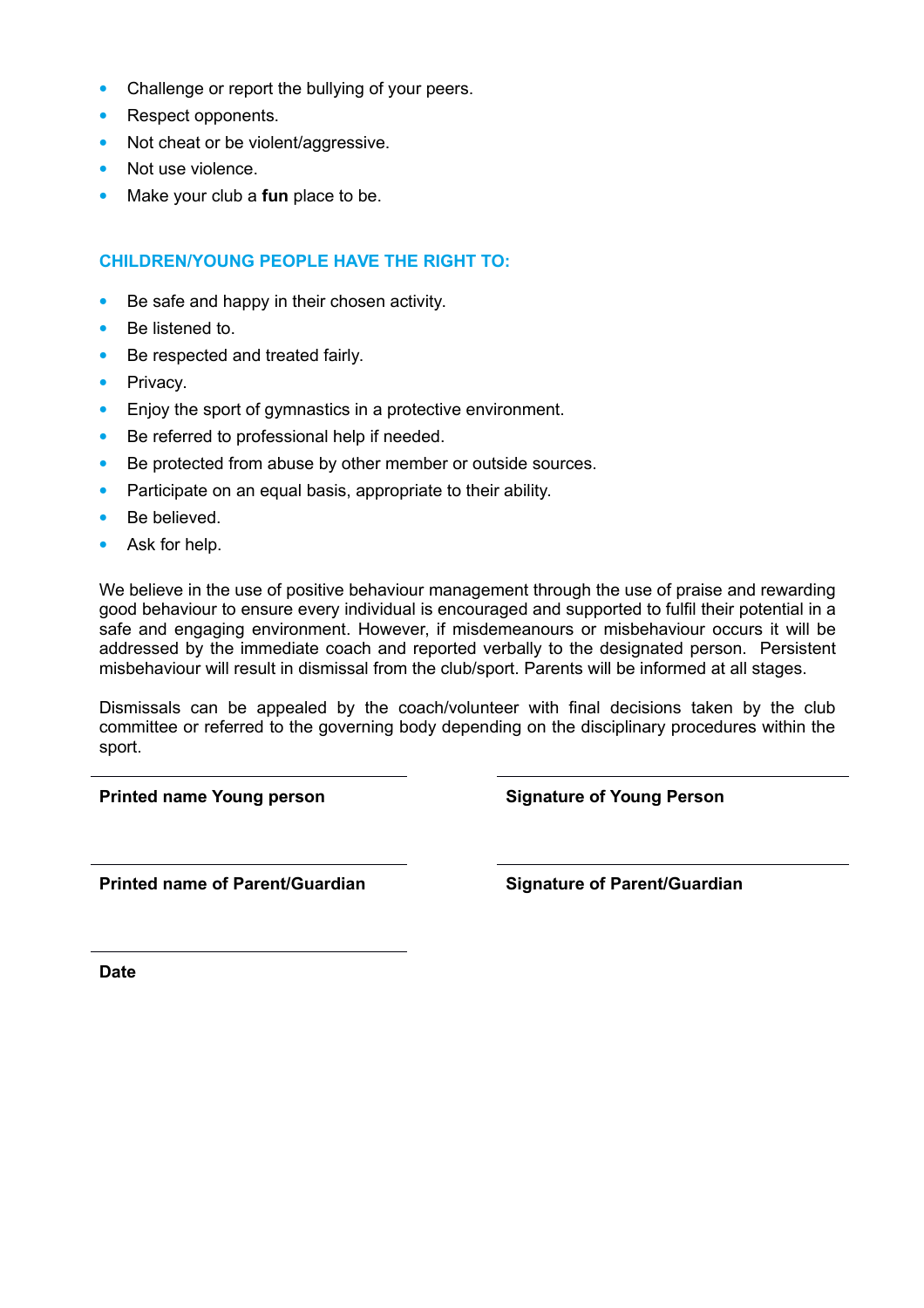- Challenge or report the bullying of your peers.
- Respect opponents.
- Not cheat or be violent/aggressive.
- Not use violence.
- Make your club a **fun** place to be.

### CHILDREN/YOUNG PEOPLE HAVE THE RIGHT TO:

- Be safe and happy in their chosen activity.
- Be listened to.
- Be respected and treated fairly.
- Privacy.
- Enjoy the sport of gymnastics in a protective environment.
- Be referred to professional help if needed.
- Be protected from abuse by other member or outside sources.
- Participate on an equal basis, appropriate to their ability.
- Be believed.
- Ask for help.

We believe in the use of positive behaviour management through the use of praise and rewarding good behaviour to ensure every individual is encouraged and supported to fulfil their potential in a safe and engaging environment. However, if misdemeanours or misbehaviour occurs it will be addressed by the immediate coach and reported verbally to the designated person. Persistent misbehaviour will result in dismissal from the club/sport. Parents will be informed at all stages.

Dismissals can be appealed by the coach/volunteer with final decisions taken by the club committee or referred to the governing body depending on the disciplinary procedures within the sport.

**Printed name Young person**

**Signature of Young Person**

**Printed name of Parent/Guardian**

**Signature of Parent/Guardian**

**Date**